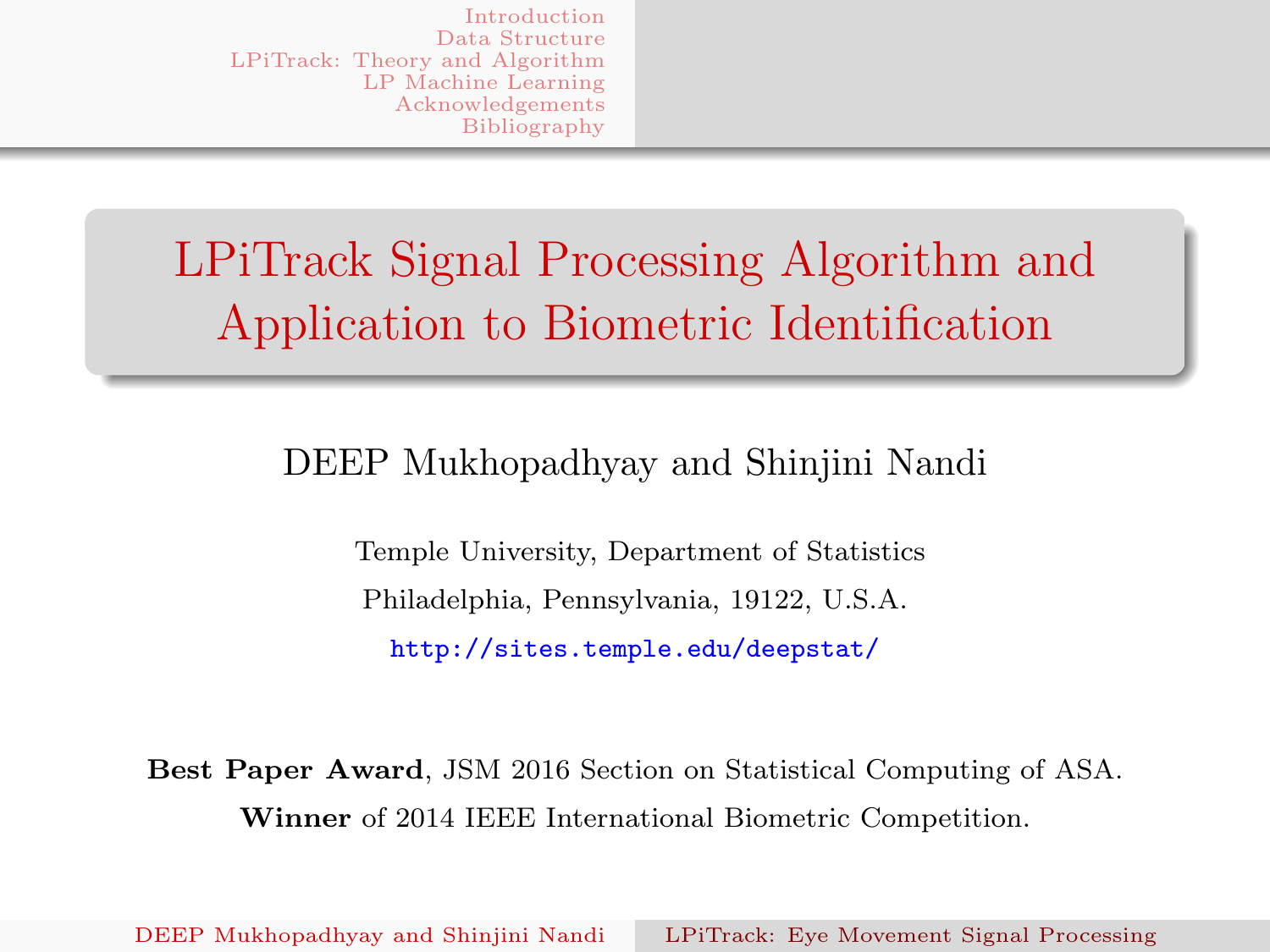# LPiTrack Signal Processing Algorithm and Application to Biometric Identification

DEEP Mukhopadhyay and Shinjini Nandi

Temple University, Department of Statistics

Philadelphia, Pennsylvania, 19122, U.S.A.

http://sites.temple.edu/deepstat/

**Best Paper Award**, JSM 2016 Section on Statistical Computing of ASA.

**Winner** of 2014 IEEE International Biometric Competition.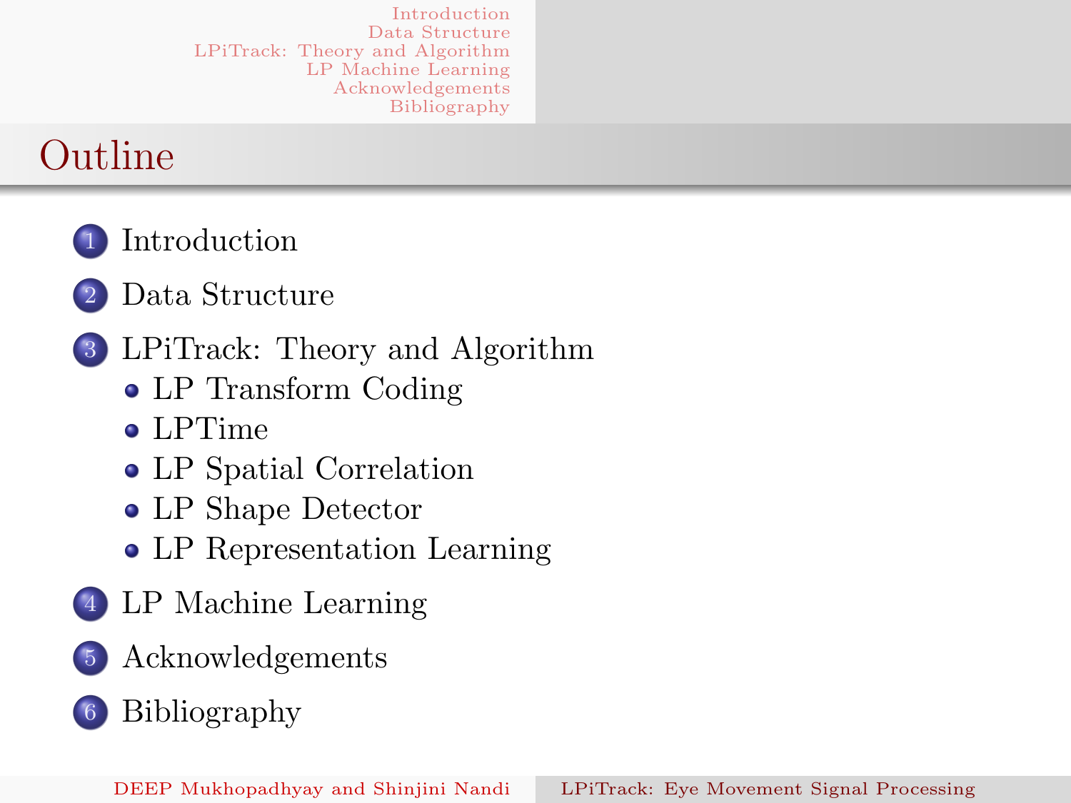# Outline

1. Introduction
2. Data Structure
3. LPiTrack: Theory and Algorithm
   - LP Transform Coding
   - LPTime
   - LP Spatial Correlation
   - LP Shape Detector
   - LP Representation Learning
4. LP Machine Learning
5. Acknowledgements
6. Bibliography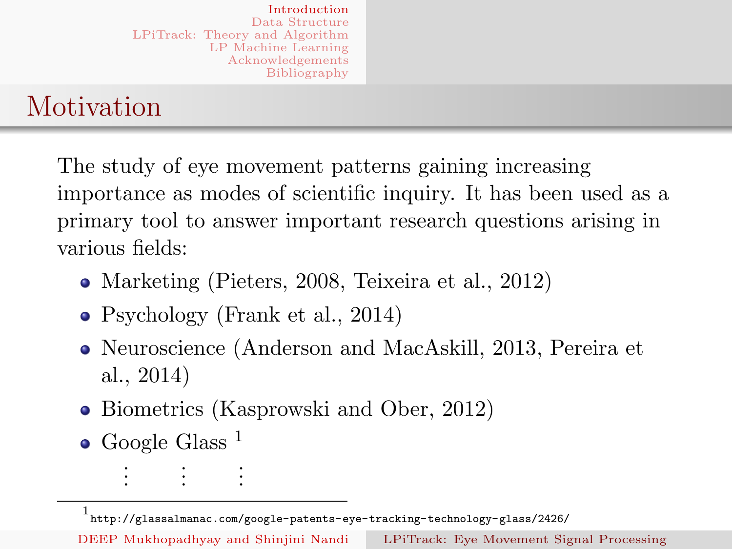## Motivation

The study of eye movement patterns gaining increasing importance as modes of scientific inquiry. It has been used as a primary tool to answer important research questions arising in various fields:

- Marketing (Pieters, 2008, Teixeira et al., 2012)
- Psychology (Frank et al., 2014)
- Neuroscience (Anderson and MacAskill, 2013, Pereira et al., 2014)
- Biometrics (Kasprowski and Ober, 2012)
- Google Glass [1]

⋮ ⋮ ⋮

[1] http://glassalmanac.com/google-patents-eye-tracking-technology-glass/2426/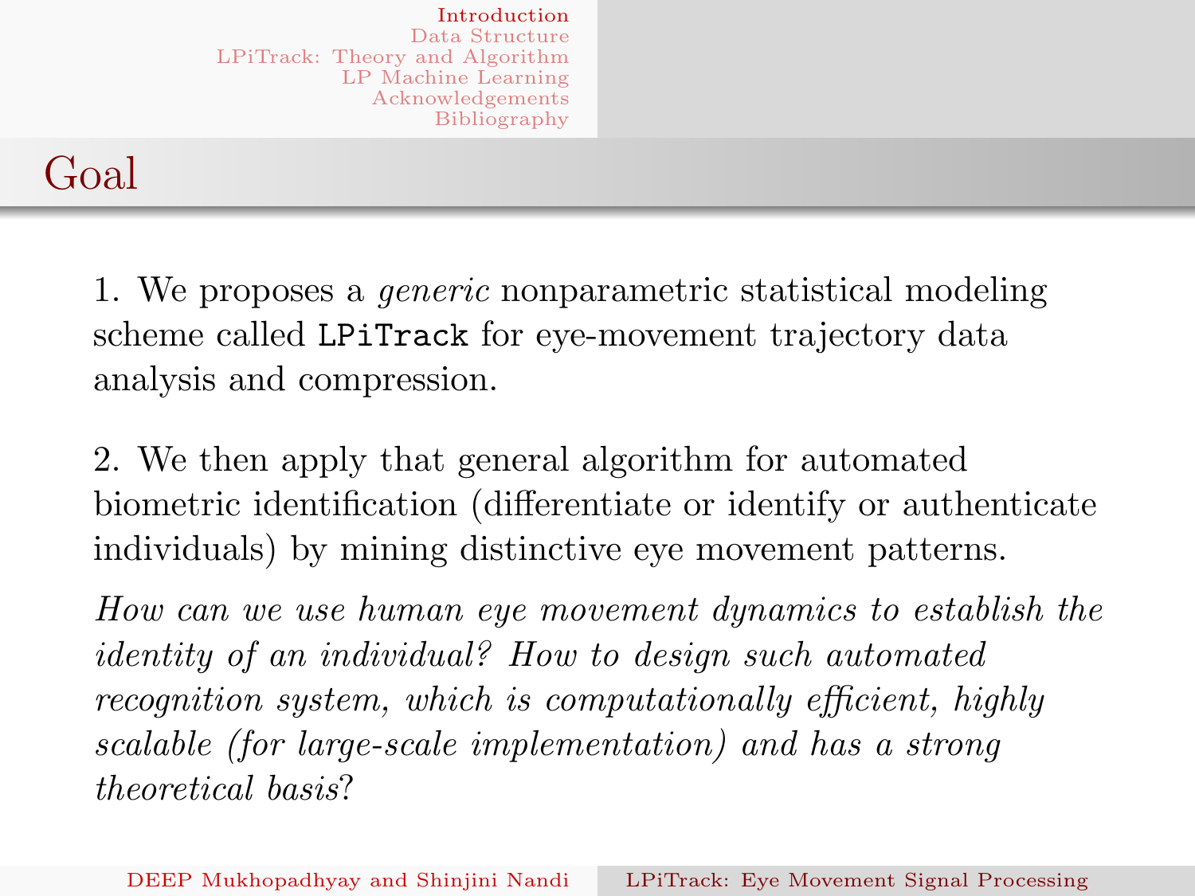## Goal

1. We proposes a *generic* nonparametric statistical modeling scheme called `LPiTrack` for eye-movement trajectory data analysis and compression.

2. We then apply that general algorithm for automated biometric identification (differentiate or identify or authenticate individuals) by mining distinctive eye movement patterns.

*How can we use human eye movement dynamics to establish the identity of an individual? How to design such automated recognition system, which is computationally efficient, highly scalable (for large-scale implementation) and has a strong theoretical basis?*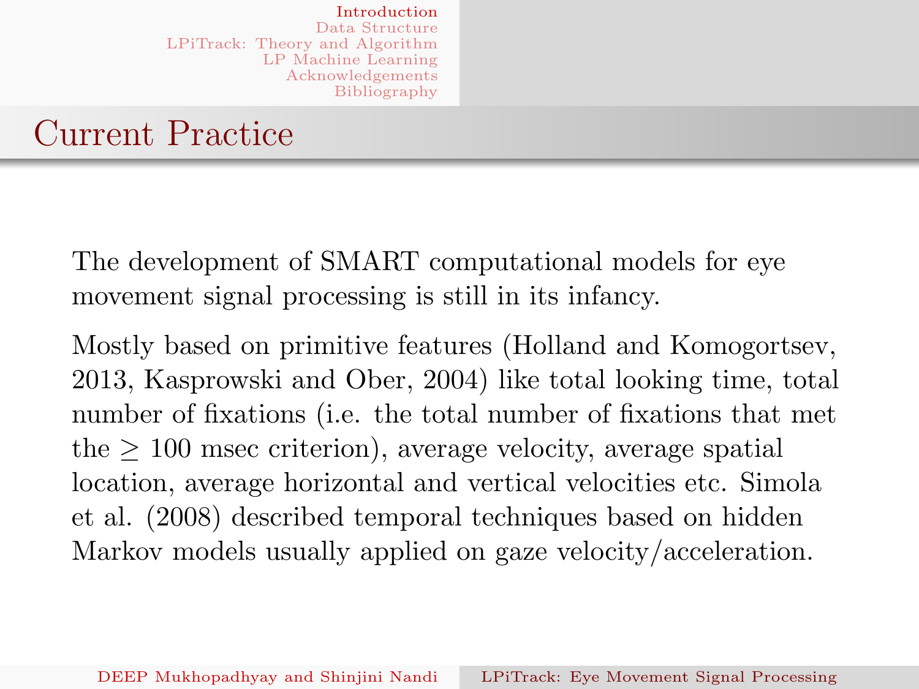# Current Practice

The development of SMART computational models for eye movement signal processing is still in its infancy.

Mostly based on primitive features (Holland and Komogortsev, 2013, Kasprowski and Ober, 2004) like total looking time, total number of fixations (i.e. the total number of fixations that met the $\geq$ 100 msec criterion), average velocity, average spatial location, average horizontal and vertical velocities etc. Simola et al. (2008) described temporal techniques based on hidden Markov models usually applied on gaze velocity/acceleration.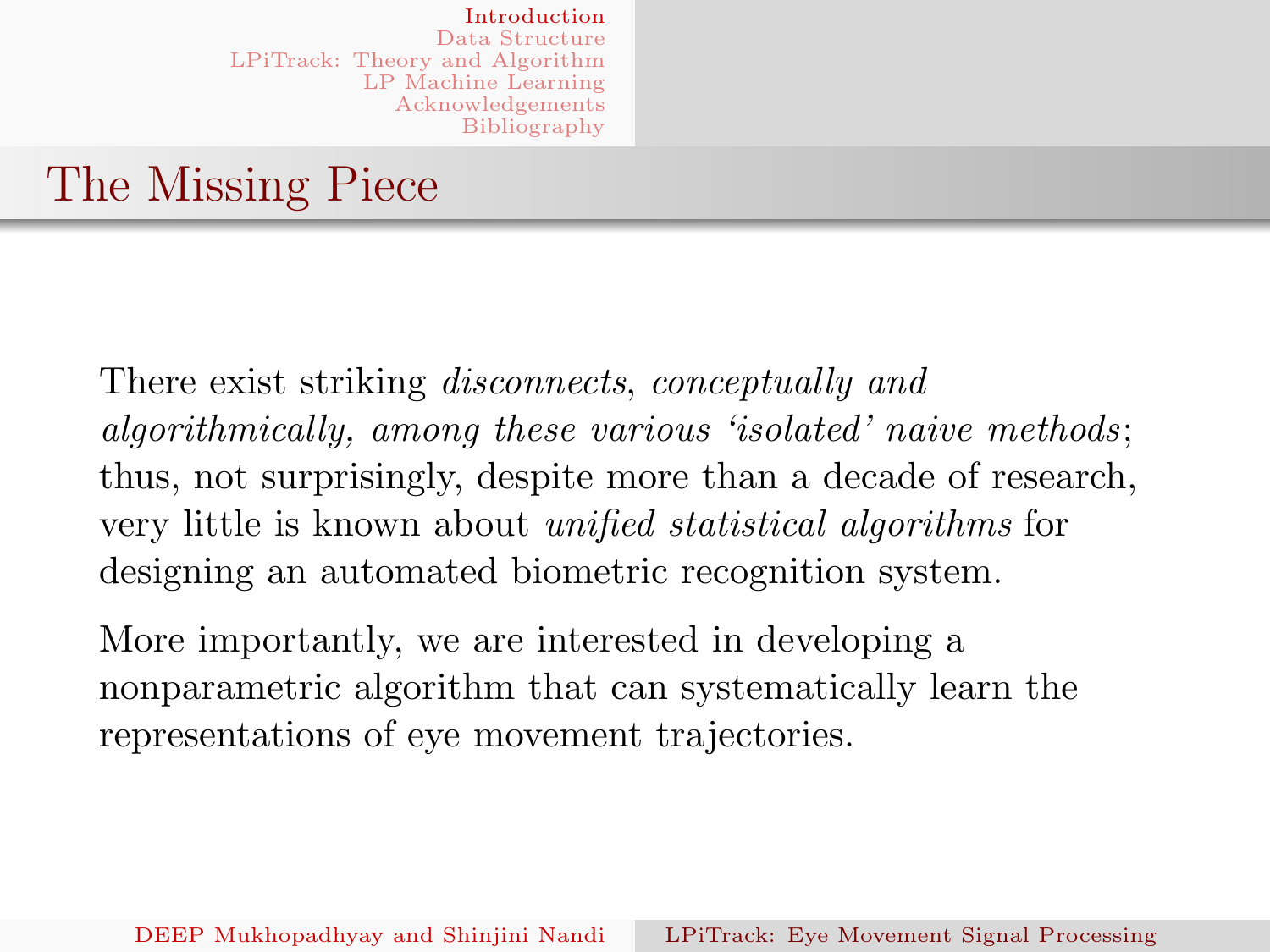## The Missing Piece

There exist striking *disconnects*, *conceptually and algorithmically, among these various 'isolated' naive methods*; thus, not surprisingly, despite more than a decade of research, very little is known about *unified statistical algorithms* for designing an automated biometric recognition system.

More importantly, we are interested in developing a nonparametric algorithm that can systematically learn the representations of eye movement trajectories.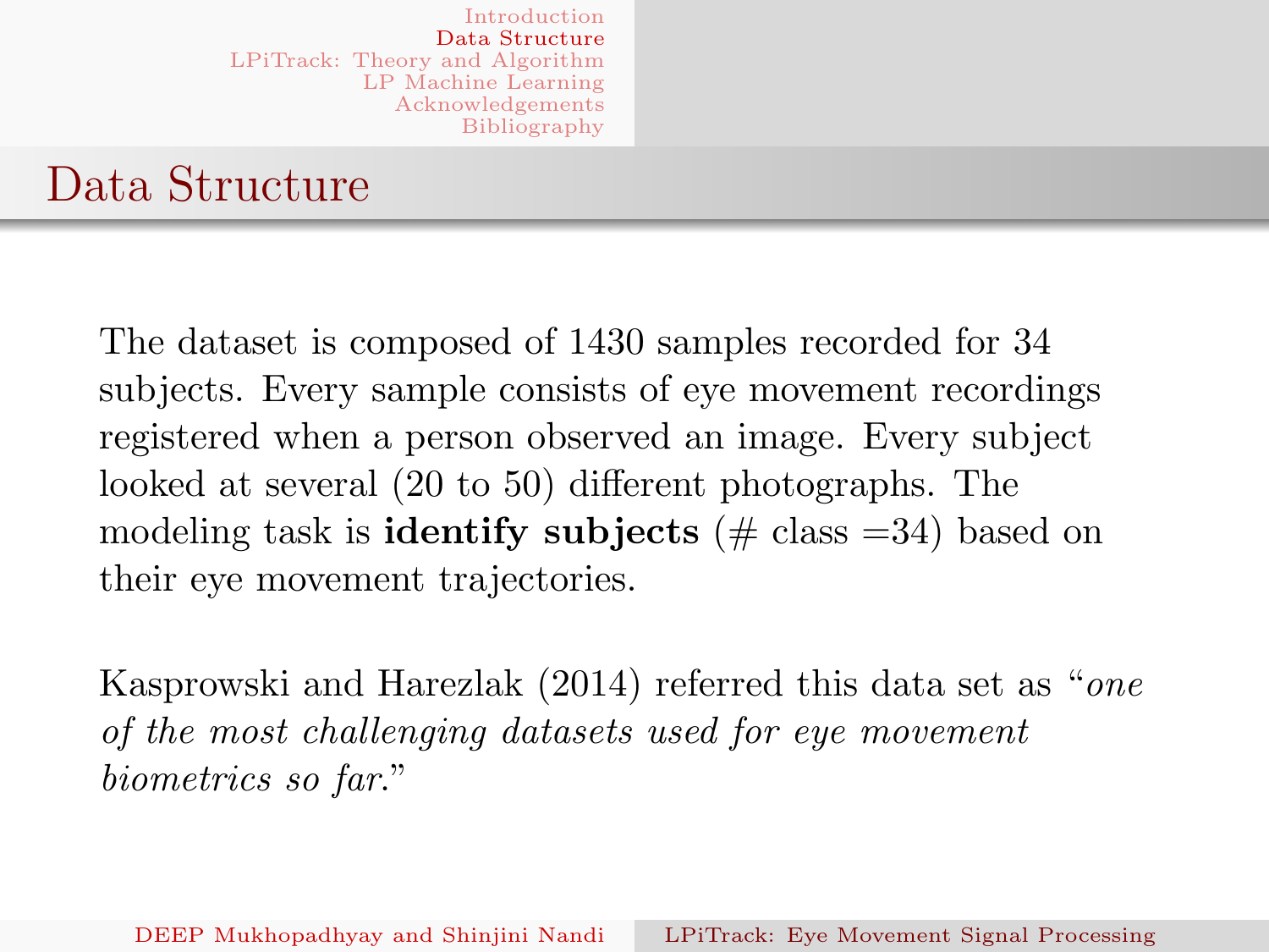# Data Structure

The dataset is composed of 1430 samples recorded for 34 subjects. Every sample consists of eye movement recordings registered when a person observed an image. Every subject looked at several (20 to 50) different photographs. The modeling task is **identify subjects** (# class =34) based on their eye movement trajectories.

Kasprowski and Harezlak (2014) referred this data set as "*one of the most challenging datasets used for eye movement biometrics so far.*"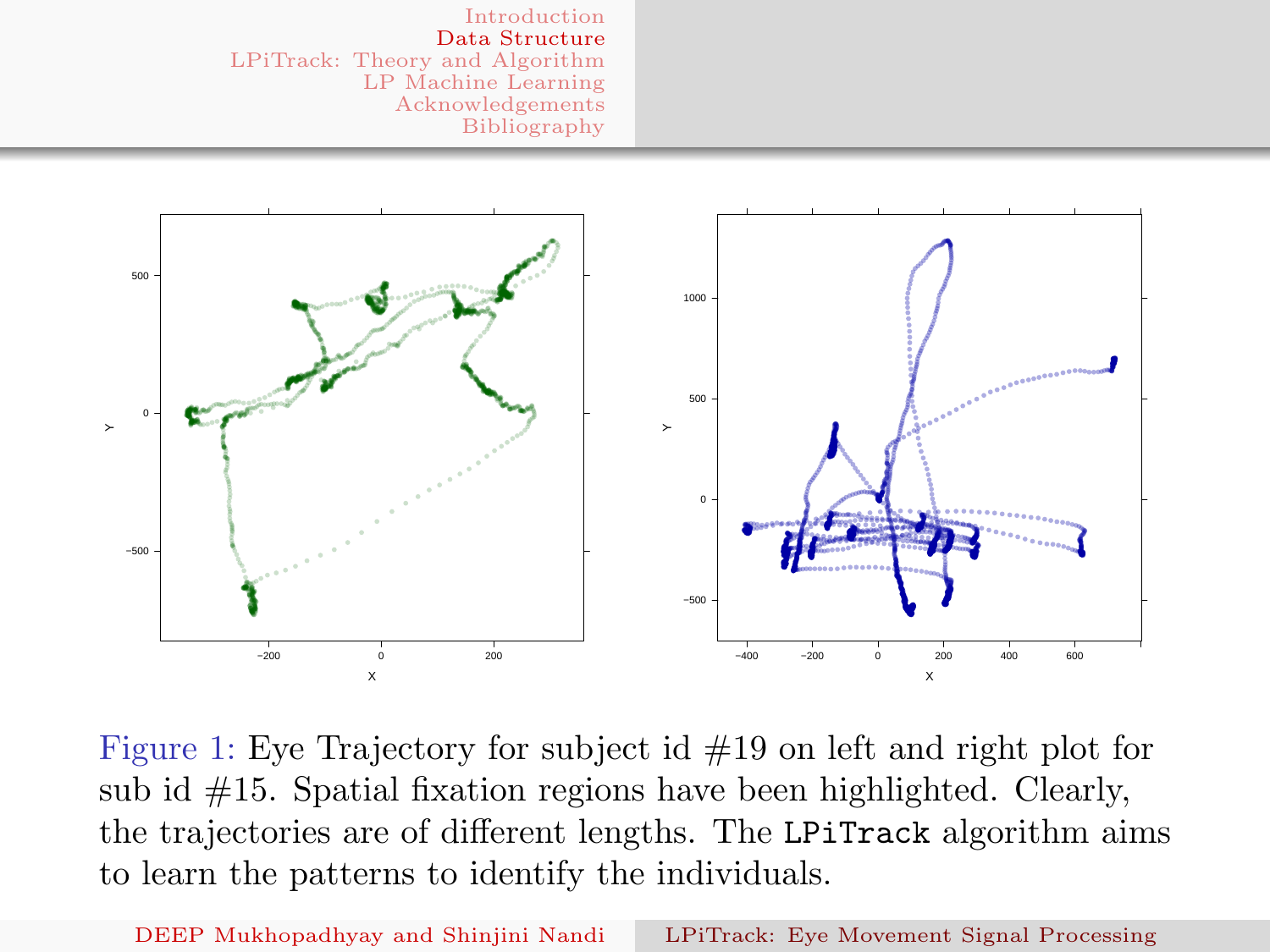500

0

−500

−200

0

200

X

Y

1000

500

0

−500

−400

−200

0

200

400

600

X

Y

Figure 1: Eye Trajectory for subject id #19 on left and right plot for sub id #15. Spatial fixation regions have been highlighted. Clearly, the trajectories are of different lengths. The `LPiTrack` algorithm aims to learn the patterns to identify the individuals.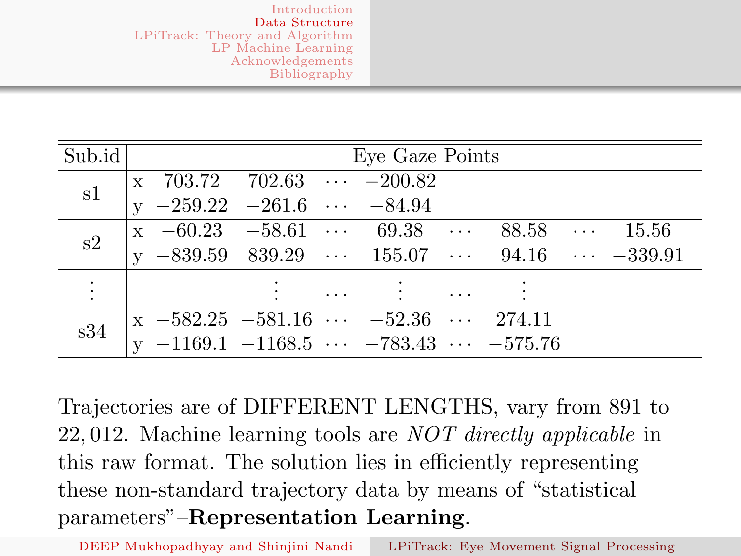| Sub.id | | | | | | | | | |
|---|---|---|---|---|---|---|---|---|---|
| | Eye Gaze Points | | | | | | | | |
| s1 | x | 703.72 | 702.63 | $\cdots$ | $-200.82$ | | | | |
| | y | $-259.22$ | $-261.6$ | $\cdots$ | $-84.94$ | | | | |
| s2 | x | $-60.23$ | $-58.61$ | $\cdots$ | 69.38 | $\cdots$ | 88.58 | $\cdots$ | 15.56 |
| | y | $-839.59$ | 839.29 | $\cdots$ | 155.07 | $\cdots$ | 94.16 | $\cdots$ | $-339.91$ |
| $\vdots$ | | | $\vdots$ | $\cdots$ | $\vdots$ | $\cdots$ | $\vdots$ | | |
| s34 | x | $-582.25$ | $-581.16$ | $\cdots$ | $-52.36$ | $\cdots$ | 274.11 | | |
| | y | $-1169.1$ | $-1168.5$ | $\cdots$ | $-783.43$ | $\cdots$ | $-575.76$ | | |

Trajectories are of DIFFERENT LENGTHS, vary from 891 to 22,012. Machine learning tools are *NOT directly applicable* in this raw format. The solution lies in efficiently representing these non-standard trajectory data by means of "statistical parameters"–**Representation Learning**.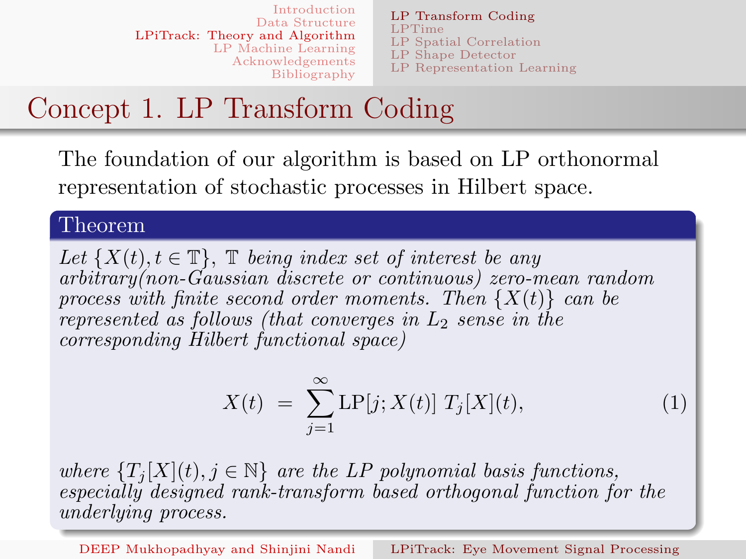# Concept 1. LP Transform Coding

The foundation of our algorithm is based on LP orthonormal representation of stochastic processes in Hilbert space.

**Theorem**

*Let $\{X(t), t \in \mathbb{T}\}$, $\mathbb{T}$ being index set of interest be any arbitrary(non-Gaussian discrete or continuous) zero-mean random process with finite second order moments. Then $\{X(t)\}$ can be represented as follows (that converges in $L_2$ sense in the corresponding Hilbert functional space)*

$$X(t) \;=\; \sum_{j=1}^{\infty} \mathrm{LP}[j; X(t)] \; T_j[X](t), \tag{1}$$

*where $\{T_j[X](t), j \in \mathbb{N}\}$ are the LP polynomial basis functions, especially designed rank-transform based orthogonal function for the underlying process.*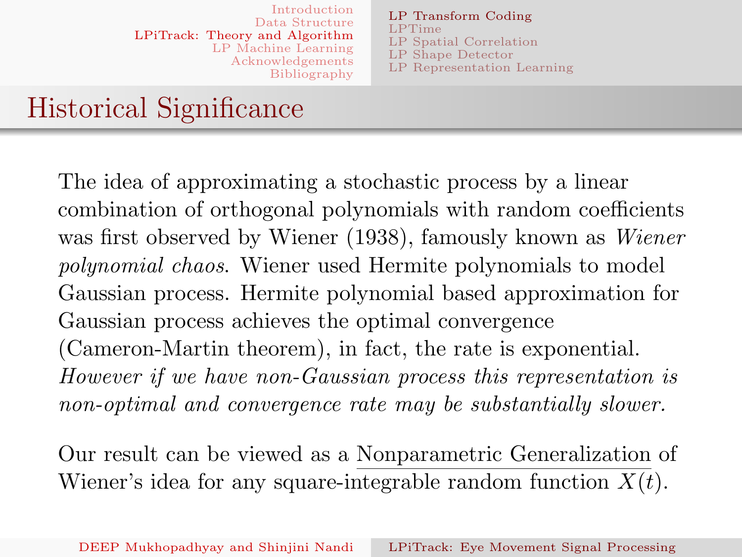# Historical Significance

The idea of approximating a stochastic process by a linear combination of orthogonal polynomials with random coefficients was first observed by Wiener (1938), famously known as *Wiener polynomial chaos*. Wiener used Hermite polynomials to model Gaussian process. Hermite polynomial based approximation for Gaussian process achieves the optimal convergence (Cameron-Martin theorem), in fact, the rate is exponential. *However if we have non-Gaussian process this representation is non-optimal and convergence rate may be substantially slower.*

Our result can be viewed as a Nonparametric Generalization of Wiener's idea for any square-integrable random function $X(t)$.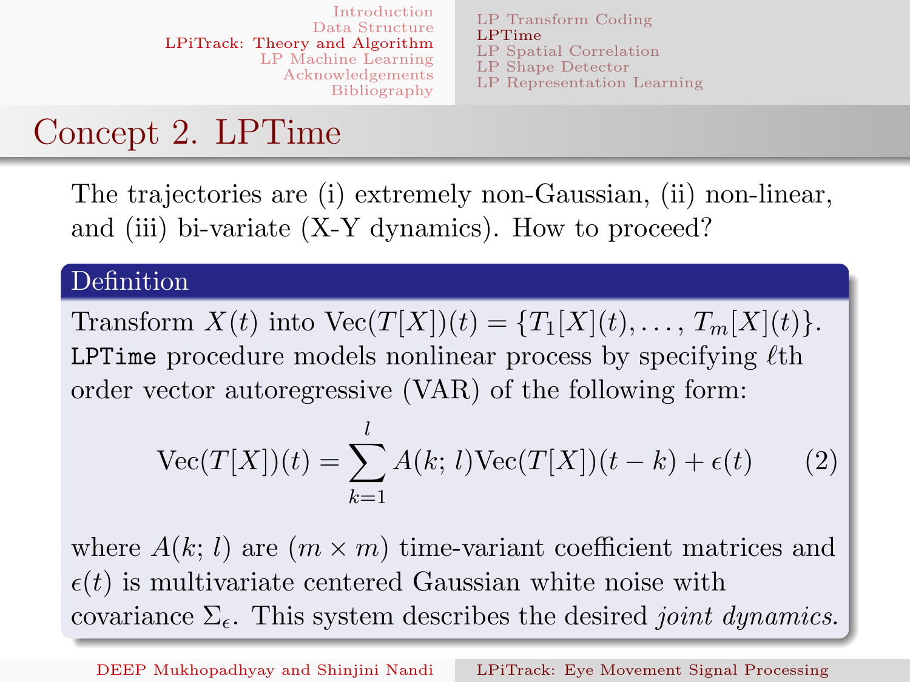# Concept 2. LPTime

The trajectories are (i) extremely non-Gaussian, (ii) non-linear, and (iii) bi-variate (X-Y dynamics). How to proceed?

**Definition**

Transform $X(t)$ into $\mathrm{Vec}(T[X])(t) = \{T_1[X](t), \ldots, T_m[X](t)\}$. `LPTime` procedure models nonlinear process by specifying $\ell$th order vector autoregressive (VAR) of the following form:

$$\mathrm{Vec}(T[X])(t) = \sum_{k=1}^{l} A(k;\, l)\mathrm{Vec}(T[X])(t-k) + \epsilon(t) \qquad (2)$$

where $A(k;\, l)$ are $(m \times m)$ time-variant coefficient matrices and $\epsilon(t)$ is multivariate centered Gaussian white noise with covariance $\Sigma_\epsilon$. This system describes the desired *joint dynamics*.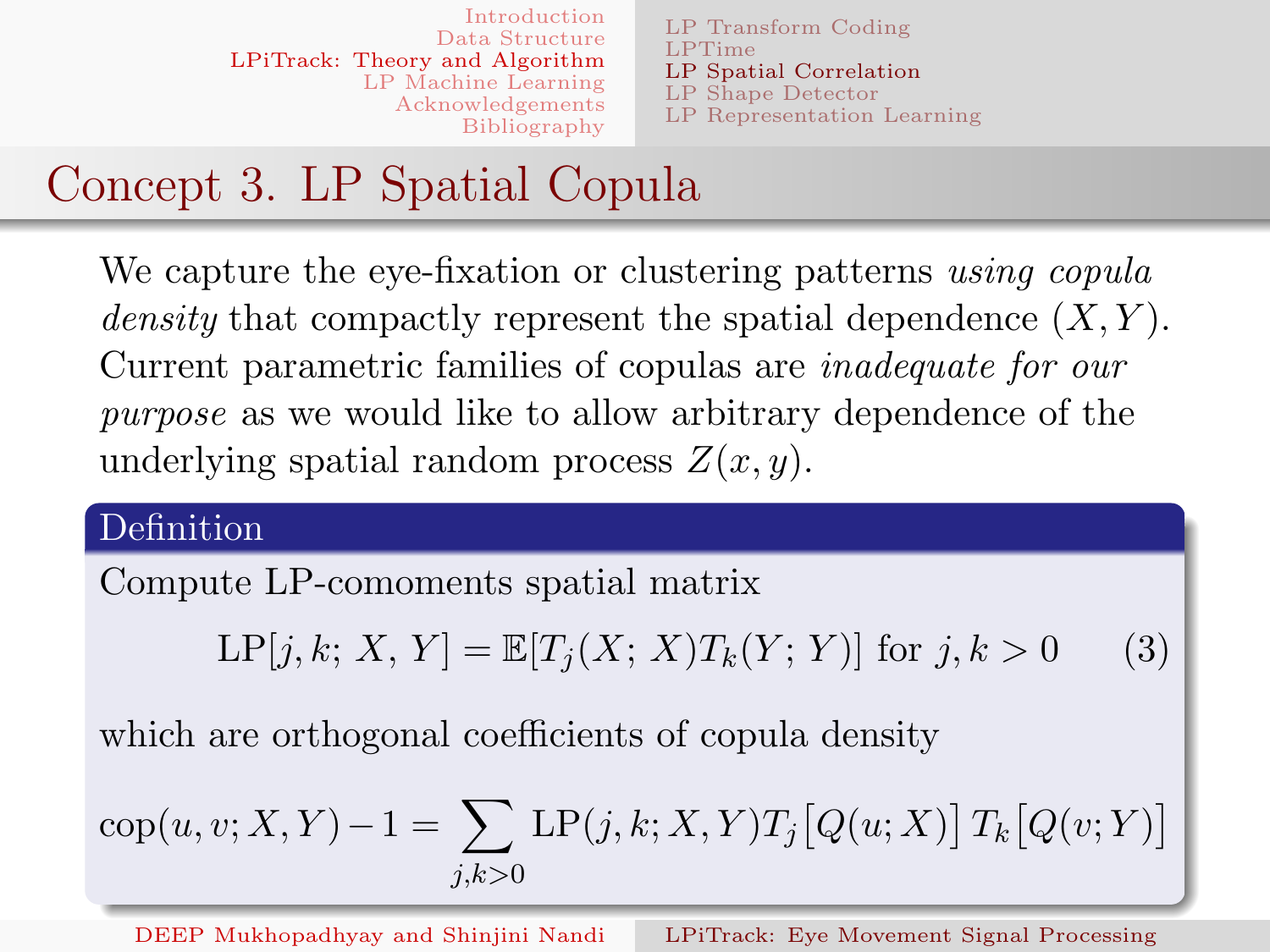# Concept 3. LP Spatial Copula

We capture the eye-fixation or clustering patterns *using copula density* that compactly represent the spatial dependence $(X, Y)$. Current parametric families of copulas are *inadequate for our purpose* as we would like to allow arbitrary dependence of the underlying spatial random process $Z(x, y)$.

**Definition**

Compute LP-comoments spatial matrix

$$\mathrm{LP}[j, k;\, X,\, Y] = \mathbb{E}[T_j(X;\, X) T_k(Y;\, Y)] \text{ for } j, k > 0 \tag{3}$$

which are orthogonal coefficients of copula density

$$\mathrm{cop}(u, v; X, Y) - 1 = \sum_{j,k>0} \mathrm{LP}(j, k; X, Y) T_j \left[Q(u; X)\right] T_k \left[Q(v; Y)\right]$$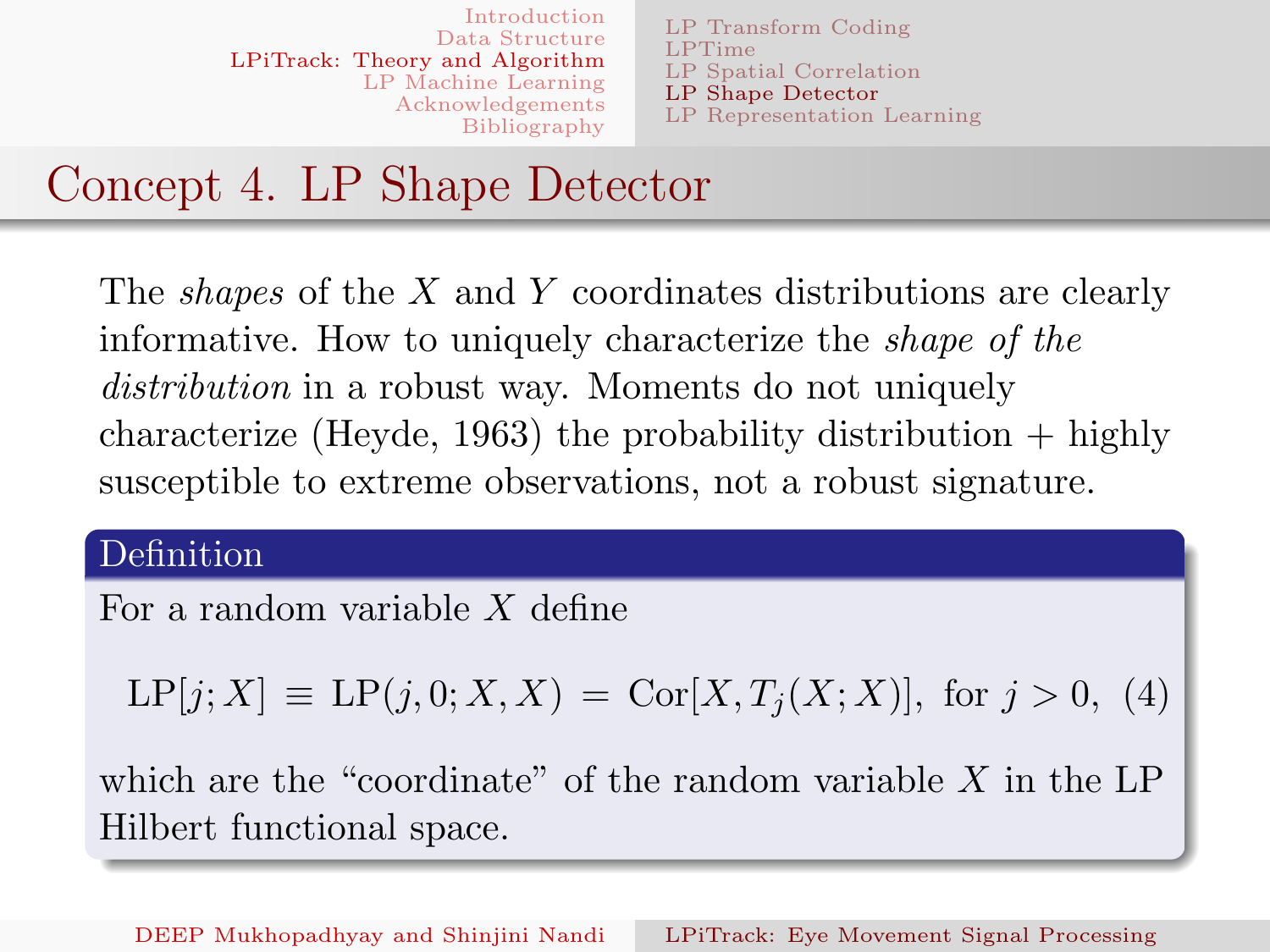# Concept 4. LP Shape Detector

The *shapes* of the $X$ and $Y$ coordinates distributions are clearly informative. How to uniquely characterize the *shape of the distribution* in a robust way. Moments do not uniquely characterize (Heyde, 1963) the probability distribution + highly susceptible to extreme observations, not a robust signature.

**Definition**

For a random variable $X$ define

$$\text{LP}[j; X] \equiv \text{LP}(j, 0; X, X) = \text{Cor}[X, T_j(X; X)], \text{ for } j > 0, \quad (4)$$

which are the "coordinate" of the random variable $X$ in the LP Hilbert functional space.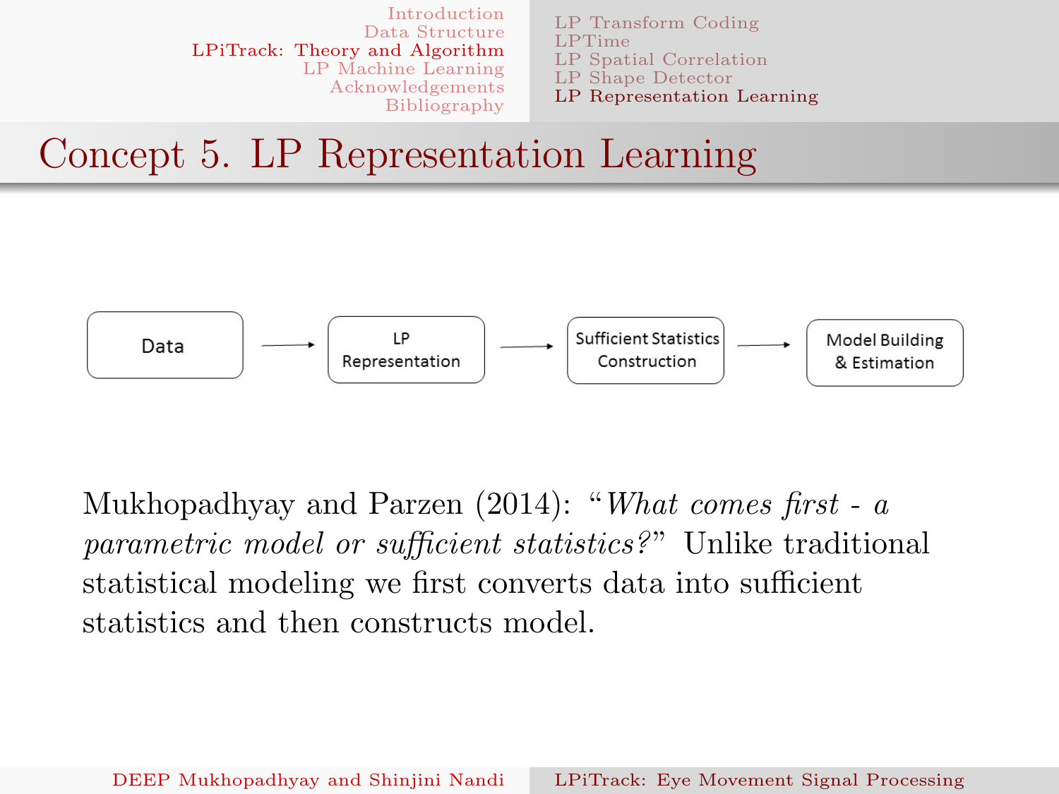# Concept 5. LP Representation Learning

Data → LP Representation → Sufficient Statistics Construction → Model Building & Estimation

Mukhopadhyay and Parzen (2014): "*What comes first - a parametric model or sufficient statistics?*" Unlike traditional statistical modeling we first converts data into sufficient statistics and then constructs model.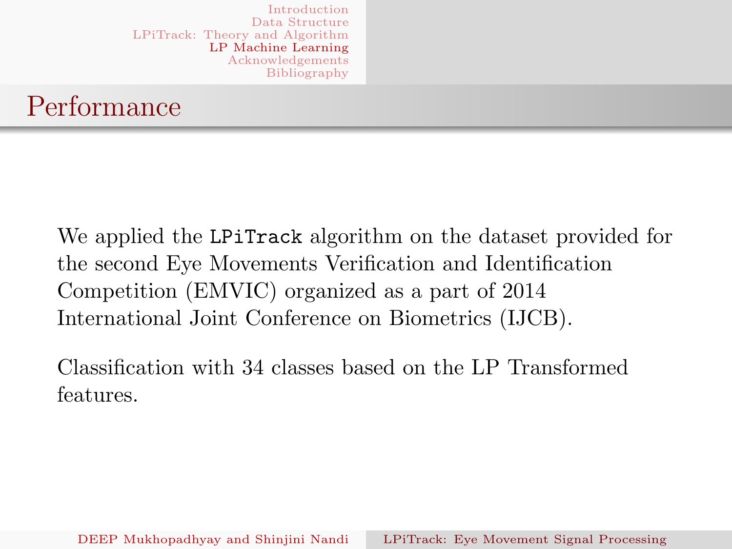# Performance

We applied the `LPiTrack` algorithm on the dataset provided for the second Eye Movements Verification and Identification Competition (EMVIC) organized as a part of 2014 International Joint Conference on Biometrics (IJCB).

Classification with 34 classes based on the LP Transformed features.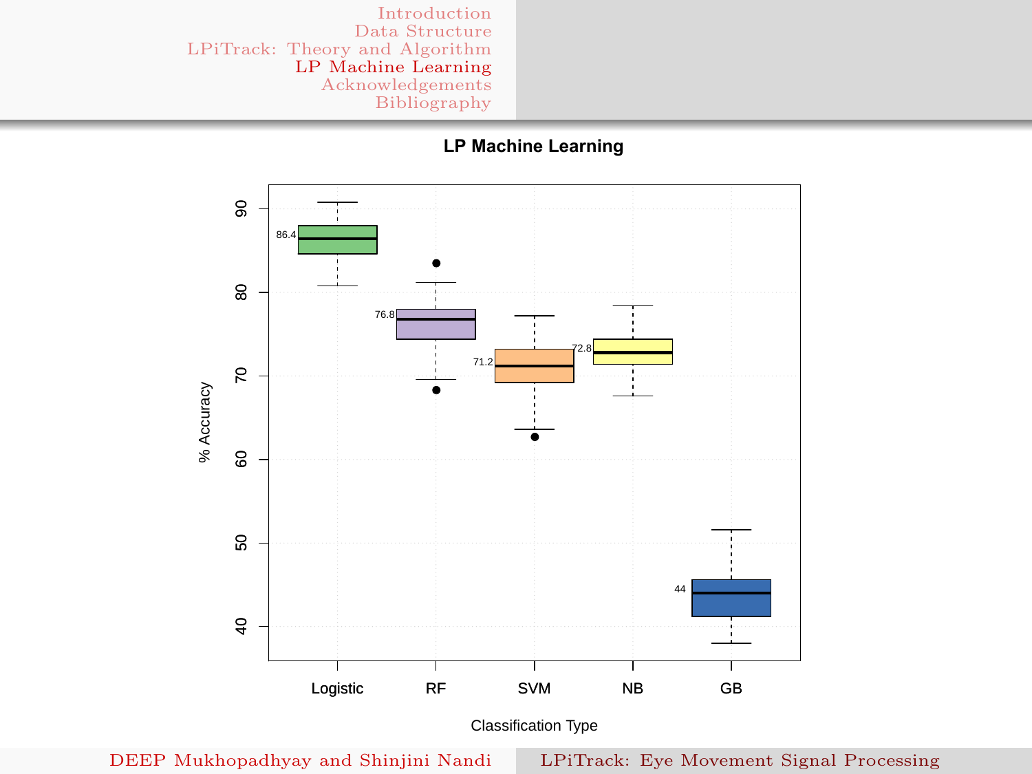LP Machine Learning

% Accuracy

90
80
70
60
50
40

86.4
76.8
71.2
72.8
44

Logistic
RF
SVM
NB
GB

Classification Type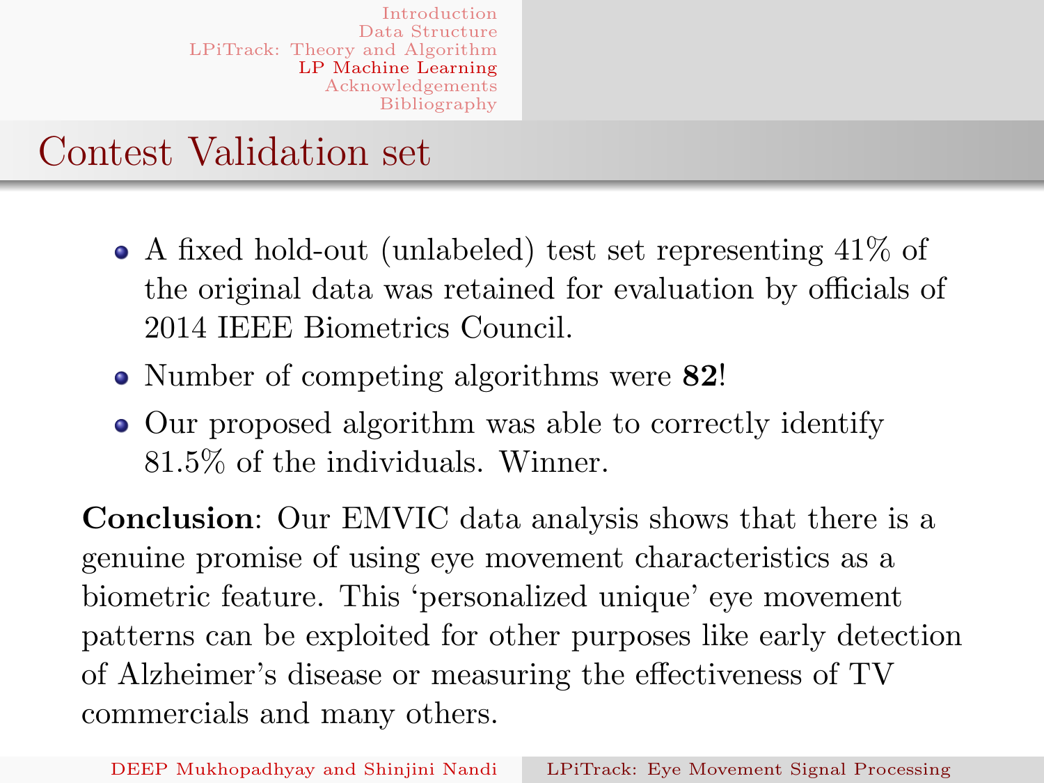## Contest Validation set

- A fixed hold-out (unlabeled) test set representing 41% of the original data was retained for evaluation by officials of 2014 IEEE Biometrics Council.
- Number of competing algorithms were **82**!
- Our proposed algorithm was able to correctly identify 81.5% of the individuals. Winner.

**Conclusion**: Our EMVIC data analysis shows that there is a genuine promise of using eye movement characteristics as a biometric feature. This 'personalized unique' eye movement patterns can be exploited for other purposes like early detection of Alzheimer's disease or measuring the effectiveness of TV commercials and many others.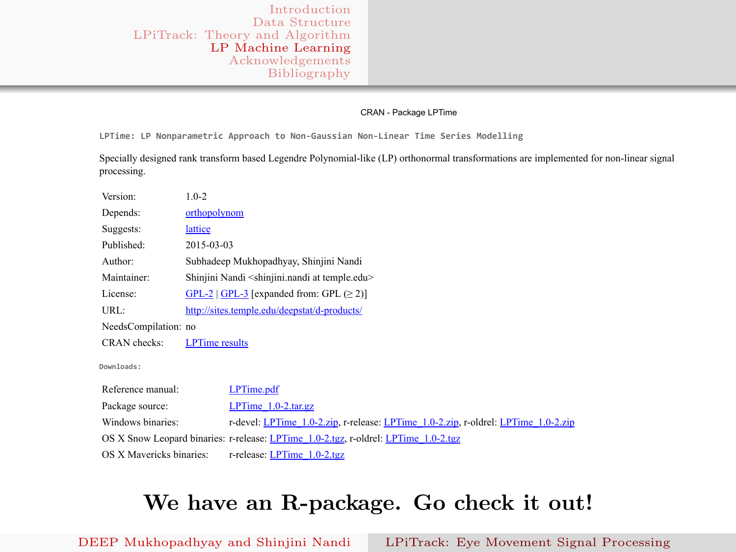CRAN - Package LPTime

**LPTime: LP Nonparametric Approach to Non-Gaussian Non-Linear Time Series Modelling**

Specially designed rank transform based Legendre Polynomial-like (LP) orthonormal transformations are implemented for non-linear signal processing.

| | |
|---|---|
| Version: | 1.0-2 |
| Depends: | orthopolynom |
| Suggests: | lattice |
| Published: | 2015-03-03 |
| Author: | Subhadeep Mukhopadhyay, Shinjini Nandi |
| Maintainer: | Shinjini Nandi <shinjini.nandi at temple.edu> |
| License: | GPL-2 \| GPL-3 [expanded from: GPL (≥ 2)] |
| URL: | http://sites.temple.edu/deepstat/d-products/ |
| NeedsCompilation: | no |
| CRAN checks: | LPTime results |

**Downloads:**

| | |
|---|---|
| Reference manual: | LPTime.pdf |
| Package source: | LPTime_1.0-2.tar.gz |
| Windows binaries: | r-devel: LPTime_1.0-2.zip, r-release: LPTime_1.0-2.zip, r-oldrel: LPTime_1.0-2.zip |
| OS X Snow Leopard binaries: | r-release: LPTime_1.0-2.tgz, r-oldrel: LPTime_1.0-2.tgz |
| OS X Mavericks binaries: | r-release: LPTime_1.0-2.tgz |

**We have an R-package. Go check it out!**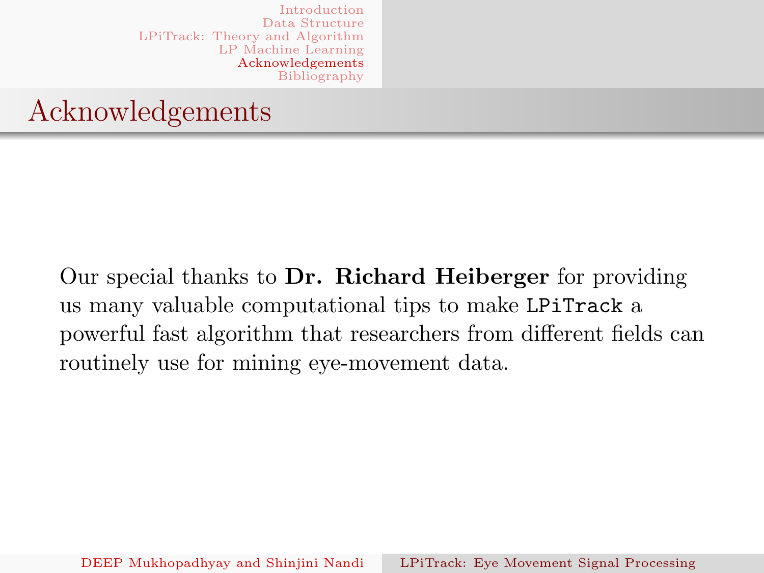# Acknowledgements

Our special thanks to **Dr. Richard Heiberger** for providing us many valuable computational tips to make `LPiTrack` a powerful fast algorithm that researchers from different fields can routinely use for mining eye-movement data.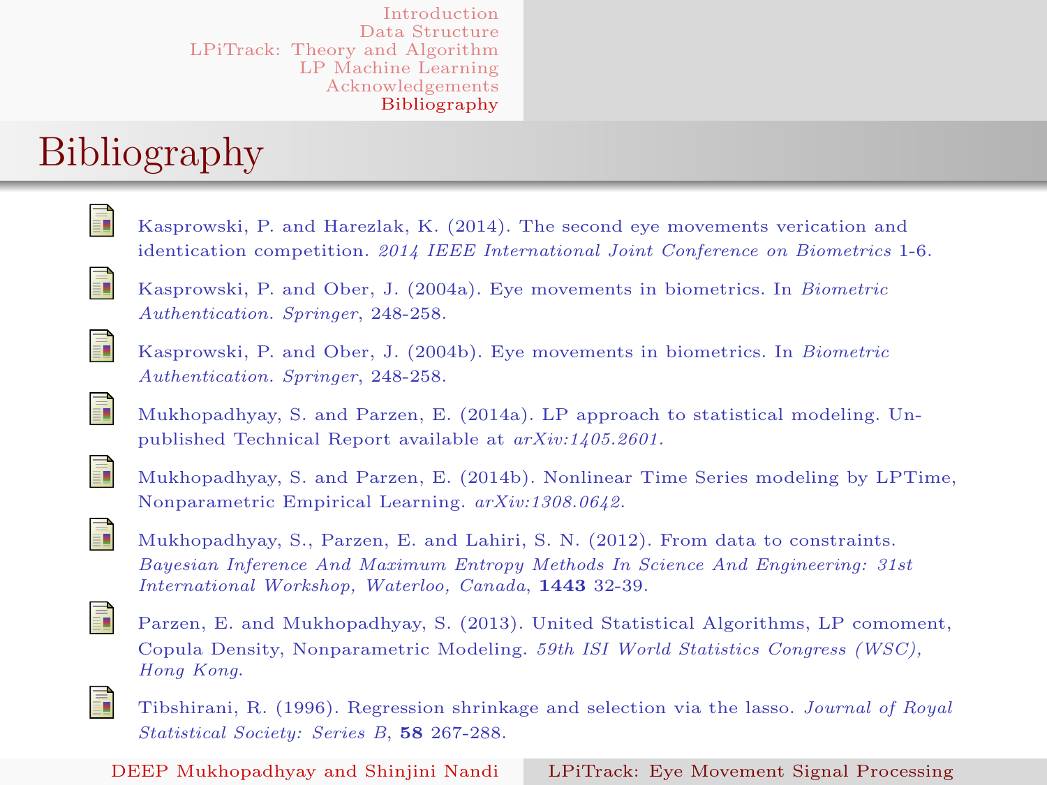# Bibliography

- Kasprowski, P. and Harezlak, K. (2014). The second eye movements verication and identication competition. *2014 IEEE International Joint Conference on Biometrics* 1-6.
- Kasprowski, P. and Ober, J. (2004a). Eye movements in biometrics. In *Biometric Authentication. Springer*, 248-258.
- Kasprowski, P. and Ober, J. (2004b). Eye movements in biometrics. In *Biometric Authentication. Springer*, 248-258.
- Mukhopadhyay, S. and Parzen, E. (2014a). LP approach to statistical modeling. Unpublished Technical Report available at *arXiv:1405.2601.*
- Mukhopadhyay, S. and Parzen, E. (2014b). Nonlinear Time Series modeling by LPTime, Nonparametric Empirical Learning. *arXiv:1308.0642.*
- Mukhopadhyay, S., Parzen, E. and Lahiri, S. N. (2012). From data to constraints. *Bayesian Inference And Maximum Entropy Methods In Science And Engineering: 31st International Workshop, Waterloo, Canada*, **1443** 32-39.
- Parzen, E. and Mukhopadhyay, S. (2013). United Statistical Algorithms, LP comoment, Copula Density, Nonparametric Modeling. *59th ISI World Statistics Congress (WSC), Hong Kong.*
- Tibshirani, R. (1996). Regression shrinkage and selection via the lasso. *Journal of Royal Statistical Society: Series B*, **58** 267-288.